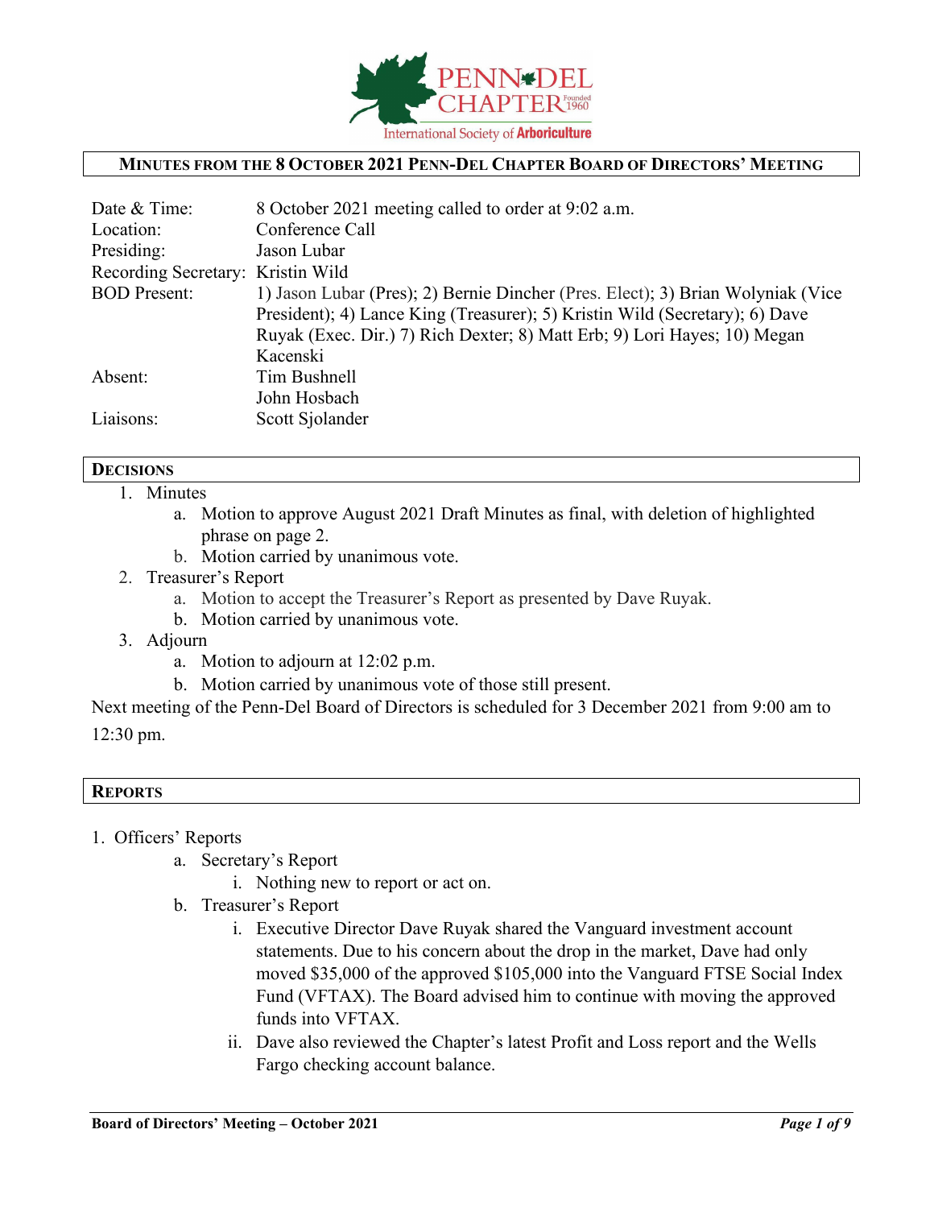PENN-DEL CHAPTER Founded 1960

International Society of Arboriculture

# Minutes from the 8 October 2021 Penn-Del Chapter Board of Directors' Meeting

| | |
|---|---|
| Date & Time: | 8 October 2021 meeting called to order at 9:02 a.m. |
| Location: | Conference Call |
| Presiding: | Jason Lubar |
| Recording Secretary: | Kristin Wild |
| BOD Present: | 1) Jason Lubar (Pres); 2) Bernie Dincher (Pres. Elect); 3) Brian Wolyniak (Vice President); 4) Lance King (Treasurer); 5) Kristin Wild (Secretary); 6) Dave Ruyak (Exec. Dir.) 7) Rich Dexter; 8) Matt Erb; 9) Lori Hayes; 10) Megan Kacenski |
| Absent: | Tim Bushnell<br>John Hosbach |
| Liaisons: | Scott Sjolander |

## Decisions

1. Minutes
   a. Motion to approve August 2021 Draft Minutes as final, with deletion of highlighted phrase on page 2.
   b. Motion carried by unanimous vote.
2. Treasurer's Report
   a. Motion to accept the Treasurer's Report as presented by Dave Ruyak.
   b. Motion carried by unanimous vote.
3. Adjourn
   a. Motion to adjourn at 12:02 p.m.
   b. Motion carried by unanimous vote of those still present.

Next meeting of the Penn-Del Board of Directors is scheduled for 3 December 2021 from 9:00 am to 12:30 pm.

## Reports

1. Officers' Reports
   a. Secretary's Report
      i. Nothing new to report or act on.
   b. Treasurer's Report
      i. Executive Director Dave Ruyak shared the Vanguard investment account statements. Due to his concern about the drop in the market, Dave had only moved $35,000 of the approved $105,000 into the Vanguard FTSE Social Index Fund (VFTAX). The Board advised him to continue with moving the approved funds into VFTAX.
      ii. Dave also reviewed the Chapter's latest Profit and Loss report and the Wells Fargo checking account balance.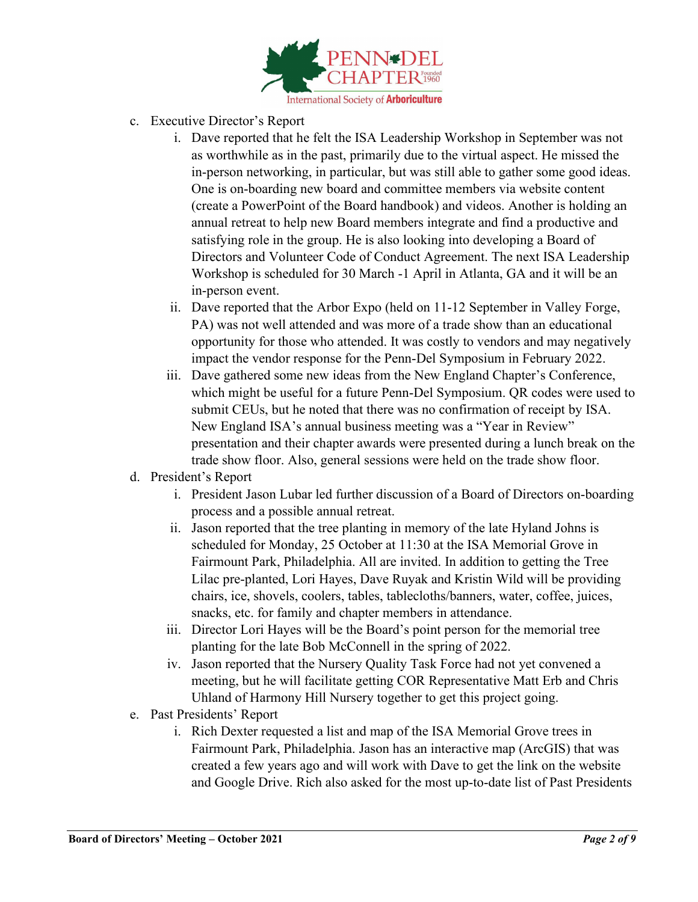c. Executive Director's Report

   i. Dave reported that he felt the ISA Leadership Workshop in September was not as worthwhile as in the past, primarily due to the virtual aspect. He missed the in-person networking, in particular, but was still able to gather some good ideas. One is on-boarding new board and committee members via website content (create a PowerPoint of the Board handbook) and videos. Another is holding an annual retreat to help new Board members integrate and find a productive and satisfying role in the group. He is also looking into developing a Board of Directors and Volunteer Code of Conduct Agreement. The next ISA Leadership Workshop is scheduled for 30 March -1 April in Atlanta, GA and it will be an in-person event.

   ii. Dave reported that the Arbor Expo (held on 11-12 September in Valley Forge, PA) was not well attended and was more of a trade show than an educational opportunity for those who attended. It was costly to vendors and may negatively impact the vendor response for the Penn-Del Symposium in February 2022.

   iii. Dave gathered some new ideas from the New England Chapter's Conference, which might be useful for a future Penn-Del Symposium. QR codes were used to submit CEUs, but he noted that there was no confirmation of receipt by ISA. New England ISA's annual business meeting was a "Year in Review" presentation and their chapter awards were presented during a lunch break on the trade show floor. Also, general sessions were held on the trade show floor.

d. President's Report

   i. President Jason Lubar led further discussion of a Board of Directors on-boarding process and a possible annual retreat.

   ii. Jason reported that the tree planting in memory of the late Hyland Johns is scheduled for Monday, 25 October at 11:30 at the ISA Memorial Grove in Fairmount Park, Philadelphia. All are invited. In addition to getting the Tree Lilac pre-planted, Lori Hayes, Dave Ruyak and Kristin Wild will be providing chairs, ice, shovels, coolers, tables, tablecloths/banners, water, coffee, juices, snacks, etc. for family and chapter members in attendance.

   iii. Director Lori Hayes will be the Board's point person for the memorial tree planting for the late Bob McConnell in the spring of 2022.

   iv. Jason reported that the Nursery Quality Task Force had not yet convened a meeting, but he will facilitate getting COR Representative Matt Erb and Chris Uhland of Harmony Hill Nursery together to get this project going.

e. Past Presidents' Report

   i. Rich Dexter requested a list and map of the ISA Memorial Grove trees in Fairmount Park, Philadelphia. Jason has an interactive map (ArcGIS) that was created a few years ago and will work with Dave to get the link on the website and Google Drive. Rich also asked for the most up-to-date list of Past Presidents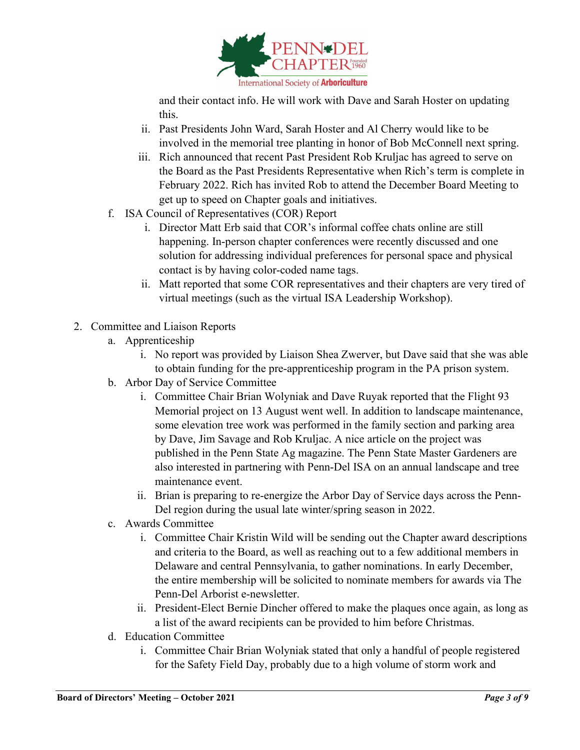and their contact info. He will work with Dave and Sarah Hoster on updating this.

   ii. Past Presidents John Ward, Sarah Hoster and Al Cherry would like to be involved in the memorial tree planting in honor of Bob McConnell next spring.
   iii. Rich announced that recent Past President Rob Kruljac has agreed to serve on the Board as the Past Presidents Representative when Rich's term is complete in February 2022. Rich has invited Rob to attend the December Board Meeting to get up to speed on Chapter goals and initiatives.

f. ISA Council of Representatives (COR) Report
   i. Director Matt Erb said that COR's informal coffee chats online are still happening. In-person chapter conferences were recently discussed and one solution for addressing individual preferences for personal space and physical contact is by having color-coded name tags.
   ii. Matt reported that some COR representatives and their chapters are very tired of virtual meetings (such as the virtual ISA Leadership Workshop).

2. Committee and Liaison Reports
   a. Apprenticeship
      i. No report was provided by Liaison Shea Zwerver, but Dave said that she was able to obtain funding for the pre-apprenticeship program in the PA prison system.
   b. Arbor Day of Service Committee
      i. Committee Chair Brian Wolyniak and Dave Ruyak reported that the Flight 93 Memorial project on 13 August went well. In addition to landscape maintenance, some elevation tree work was performed in the family section and parking area by Dave, Jim Savage and Rob Kruljac. A nice article on the project was published in the Penn State Ag magazine. The Penn State Master Gardeners are also interested in partnering with Penn-Del ISA on an annual landscape and tree maintenance event.
      ii. Brian is preparing to re-energize the Arbor Day of Service days across the Penn-Del region during the usual late winter/spring season in 2022.
   c. Awards Committee
      i. Committee Chair Kristin Wild will be sending out the Chapter award descriptions and criteria to the Board, as well as reaching out to a few additional members in Delaware and central Pennsylvania, to gather nominations. In early December, the entire membership will be solicited to nominate members for awards via The Penn-Del Arborist e-newsletter.
      ii. President-Elect Bernie Dincher offered to make the plaques once again, as long as a list of the award recipients can be provided to him before Christmas.
   d. Education Committee
      i. Committee Chair Brian Wolyniak stated that only a handful of people registered for the Safety Field Day, probably due to a high volume of storm work and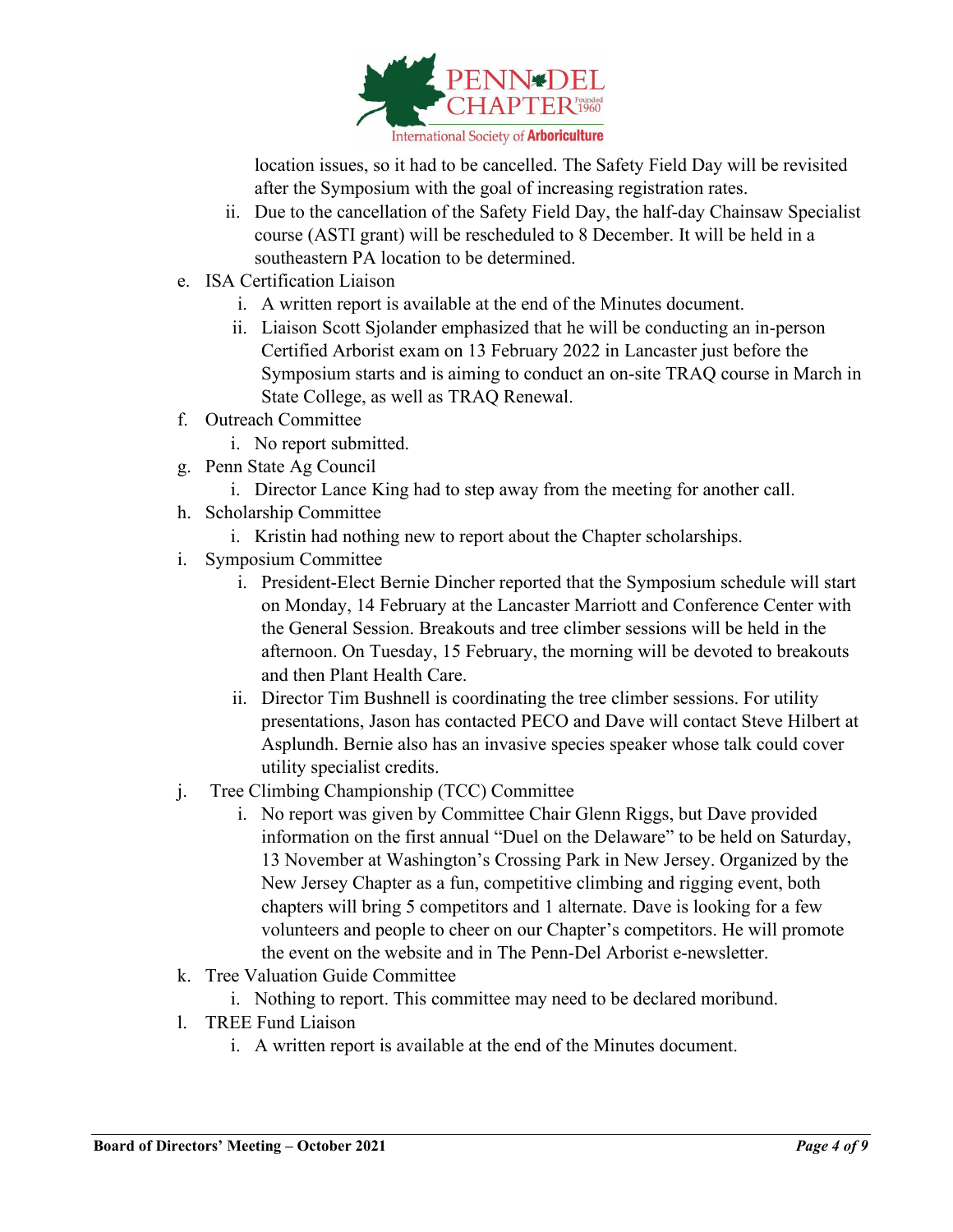location issues, so it had to be cancelled. The Safety Field Day will be revisited after the Symposium with the goal of increasing registration rates.

ii. Due to the cancellation of the Safety Field Day, the half-day Chainsaw Specialist course (ASTI grant) will be rescheduled to 8 December. It will be held in a southeastern PA location to be determined.

e. ISA Certification Liaison
   i. A written report is available at the end of the Minutes document.
   ii. Liaison Scott Sjolander emphasized that he will be conducting an in-person Certified Arborist exam on 13 February 2022 in Lancaster just before the Symposium starts and is aiming to conduct an on-site TRAQ course in March in State College, as well as TRAQ Renewal.

f. Outreach Committee
   i. No report submitted.

g. Penn State Ag Council
   i. Director Lance King had to step away from the meeting for another call.

h. Scholarship Committee
   i. Kristin had nothing new to report about the Chapter scholarships.

i. Symposium Committee
   i. President-Elect Bernie Dincher reported that the Symposium schedule will start on Monday, 14 February at the Lancaster Marriott and Conference Center with the General Session. Breakouts and tree climber sessions will be held in the afternoon. On Tuesday, 15 February, the morning will be devoted to breakouts and then Plant Health Care.
   ii. Director Tim Bushnell is coordinating the tree climber sessions. For utility presentations, Jason has contacted PECO and Dave will contact Steve Hilbert at Asplundh. Bernie also has an invasive species speaker whose talk could cover utility specialist credits.

j. Tree Climbing Championship (TCC) Committee
   i. No report was given by Committee Chair Glenn Riggs, but Dave provided information on the first annual "Duel on the Delaware" to be held on Saturday, 13 November at Washington's Crossing Park in New Jersey. Organized by the New Jersey Chapter as a fun, competitive climbing and rigging event, both chapters will bring 5 competitors and 1 alternate. Dave is looking for a few volunteers and people to cheer on our Chapter's competitors. He will promote the event on the website and in The Penn-Del Arborist e-newsletter.

k. Tree Valuation Guide Committee
   i. Nothing to report. This committee may need to be declared moribund.

l. TREE Fund Liaison
   i. A written report is available at the end of the Minutes document.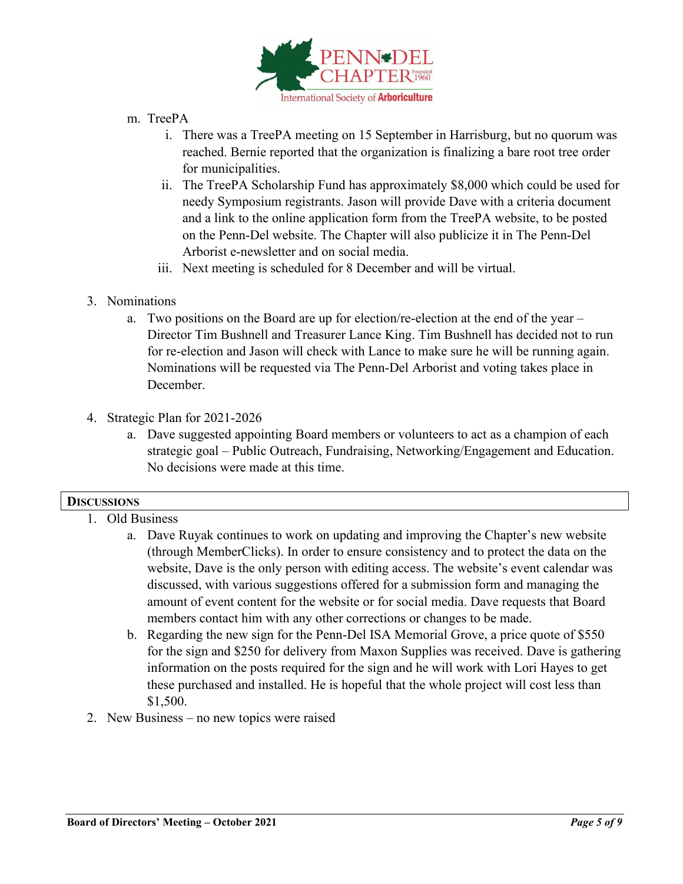m. TreePA
   i. There was a TreePA meeting on 15 September in Harrisburg, but no quorum was reached. Bernie reported that the organization is finalizing a bare root tree order for municipalities.
   ii. The TreePA Scholarship Fund has approximately $8,000 which could be used for needy Symposium registrants. Jason will provide Dave with a criteria document and a link to the online application form from the TreePA website, to be posted on the Penn-Del website. The Chapter will also publicize it in The Penn-Del Arborist e-newsletter and on social media.
   iii. Next meeting is scheduled for 8 December and will be virtual.

3. Nominations
   a. Two positions on the Board are up for election/re-election at the end of the year – Director Tim Bushnell and Treasurer Lance King. Tim Bushnell has decided not to run for re-election and Jason will check with Lance to make sure he will be running again. Nominations will be requested via The Penn-Del Arborist and voting takes place in December.

4. Strategic Plan for 2021-2026
   a. Dave suggested appointing Board members or volunteers to act as a champion of each strategic goal – Public Outreach, Fundraising, Networking/Engagement and Education. No decisions were made at this time.

## DISCUSSIONS

1. Old Business
   a. Dave Ruyak continues to work on updating and improving the Chapter's new website (through MemberClicks). In order to ensure consistency and to protect the data on the website, Dave is the only person with editing access. The website's event calendar was discussed, with various suggestions offered for a submission form and managing the amount of event content for the website or for social media. Dave requests that Board members contact him with any other corrections or changes to be made.
   b. Regarding the new sign for the Penn-Del ISA Memorial Grove, a price quote of $550 for the sign and $250 for delivery from Maxon Supplies was received. Dave is gathering information on the posts required for the sign and he will work with Lori Hayes to get these purchased and installed. He is hopeful that the whole project will cost less than $1,500.
2. New Business – no new topics were raised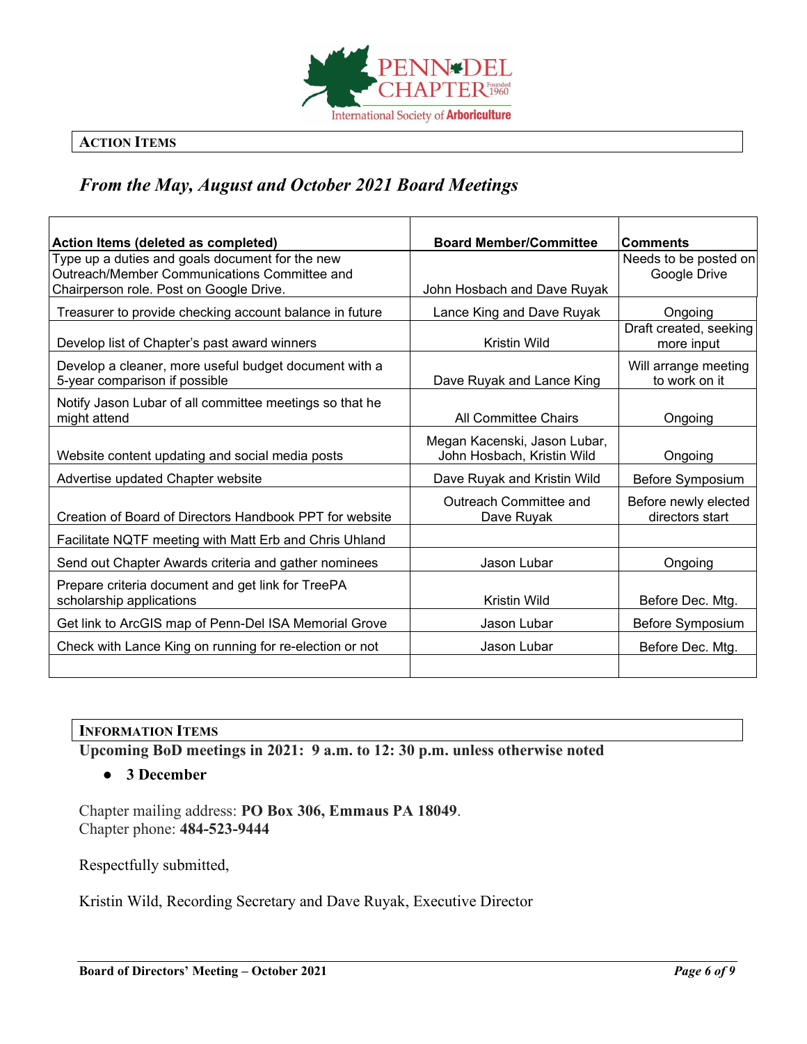**ACTION ITEMS**

## *From the May, August and October 2021 Board Meetings*

| Action Items (deleted as completed) | Board Member/Committee | Comments |
|---|---|---|
| Type up a duties and goals document for the new Outreach/Member Communications Committee and Chairperson role. Post on Google Drive. | John Hosbach and Dave Ruyak | Needs to be posted on Google Drive |
| Treasurer to provide checking account balance in future | Lance King and Dave Ruyak | Ongoing |
| Develop list of Chapter's past award winners | Kristin Wild | Draft created, seeking more input |
| Develop a cleaner, more useful budget document with a 5-year comparison if possible | Dave Ruyak and Lance King | Will arrange meeting to work on it |
| Notify Jason Lubar of all committee meetings so that he might attend | All Committee Chairs | Ongoing |
| Website content updating and social media posts | Megan Kacenski, Jason Lubar, John Hosbach, Kristin Wild | Ongoing |
| Advertise updated Chapter website | Dave Ruyak and Kristin Wild | Before Symposium |
| Creation of Board of Directors Handbook PPT for website | Outreach Committee and Dave Ruyak | Before newly elected directors start |
| Facilitate NQTF meeting with Matt Erb and Chris Uhland | | |
| Send out Chapter Awards criteria and gather nominees | Jason Lubar | Ongoing |
| Prepare criteria document and get link for TreePA scholarship applications | Kristin Wild | Before Dec. Mtg. |
| Get link to ArcGIS map of Penn-Del ISA Memorial Grove | Jason Lubar | Before Symposium |
| Check with Lance King on running for re-election or not | Jason Lubar | Before Dec. Mtg. |
| | | |

**INFORMATION ITEMS**

**Upcoming BoD meetings in 2021: 9 a.m. to 12: 30 p.m. unless otherwise noted**

- **3 December**

Chapter mailing address: **PO Box 306, Emmaus PA 18049**.
Chapter phone: **484-523-9444**

Respectfully submitted,

Kristin Wild, Recording Secretary and Dave Ruyak, Executive Director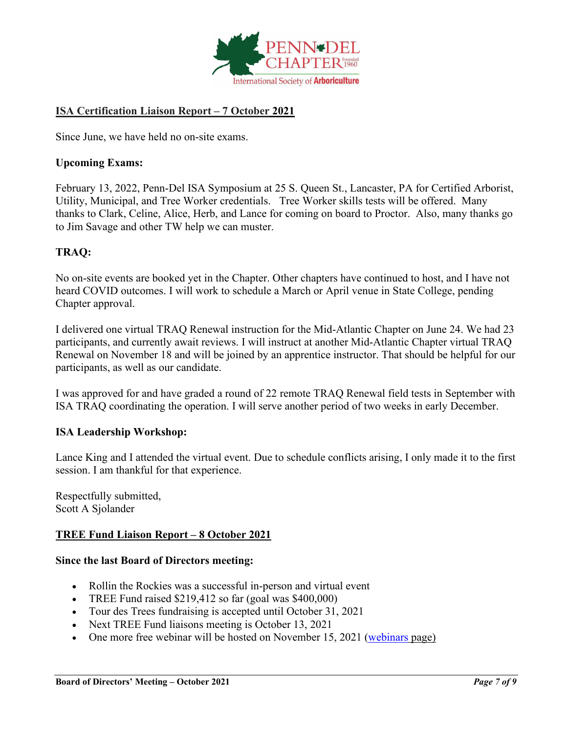## ISA Certification Liaison Report – 7 October 2021

Since June, we have held no on-site exams.

### Upcoming Exams:

February 13, 2022, Penn-Del ISA Symposium at 25 S. Queen St., Lancaster, PA for Certified Arborist, Utility, Municipal, and Tree Worker credentials. Tree Worker skills tests will be offered. Many thanks to Clark, Celine, Alice, Herb, and Lance for coming on board to Proctor. Also, many thanks go to Jim Savage and other TW help we can muster.

### TRAQ:

No on-site events are booked yet in the Chapter. Other chapters have continued to host, and I have not heard COVID outcomes. I will work to schedule a March or April venue in State College, pending Chapter approval.

I delivered one virtual TRAQ Renewal instruction for the Mid-Atlantic Chapter on June 24. We had 23 participants, and currently await reviews. I will instruct at another Mid-Atlantic Chapter virtual TRAQ Renewal on November 18 and will be joined by an apprentice instructor. That should be helpful for our participants, as well as our candidate.

I was approved for and have graded a round of 22 remote TRAQ Renewal field tests in September with ISA TRAQ coordinating the operation. I will serve another period of two weeks in early December.

### ISA Leadership Workshop:

Lance King and I attended the virtual event. Due to schedule conflicts arising, I only made it to the first session. I am thankful for that experience.

Respectfully submitted,
Scott A Sjolander

## TREE Fund Liaison Report – 8 October 2021

### Since the last Board of Directors meeting:

- Rollin the Rockies was a successful in-person and virtual event
- TREE Fund raised $219,412 so far (goal was $400,000)
- Tour des Trees fundraising is accepted until October 31, 2021
- Next TREE Fund liaisons meeting is October 13, 2021
- One more free webinar will be hosted on November 15, 2021 (webinars page)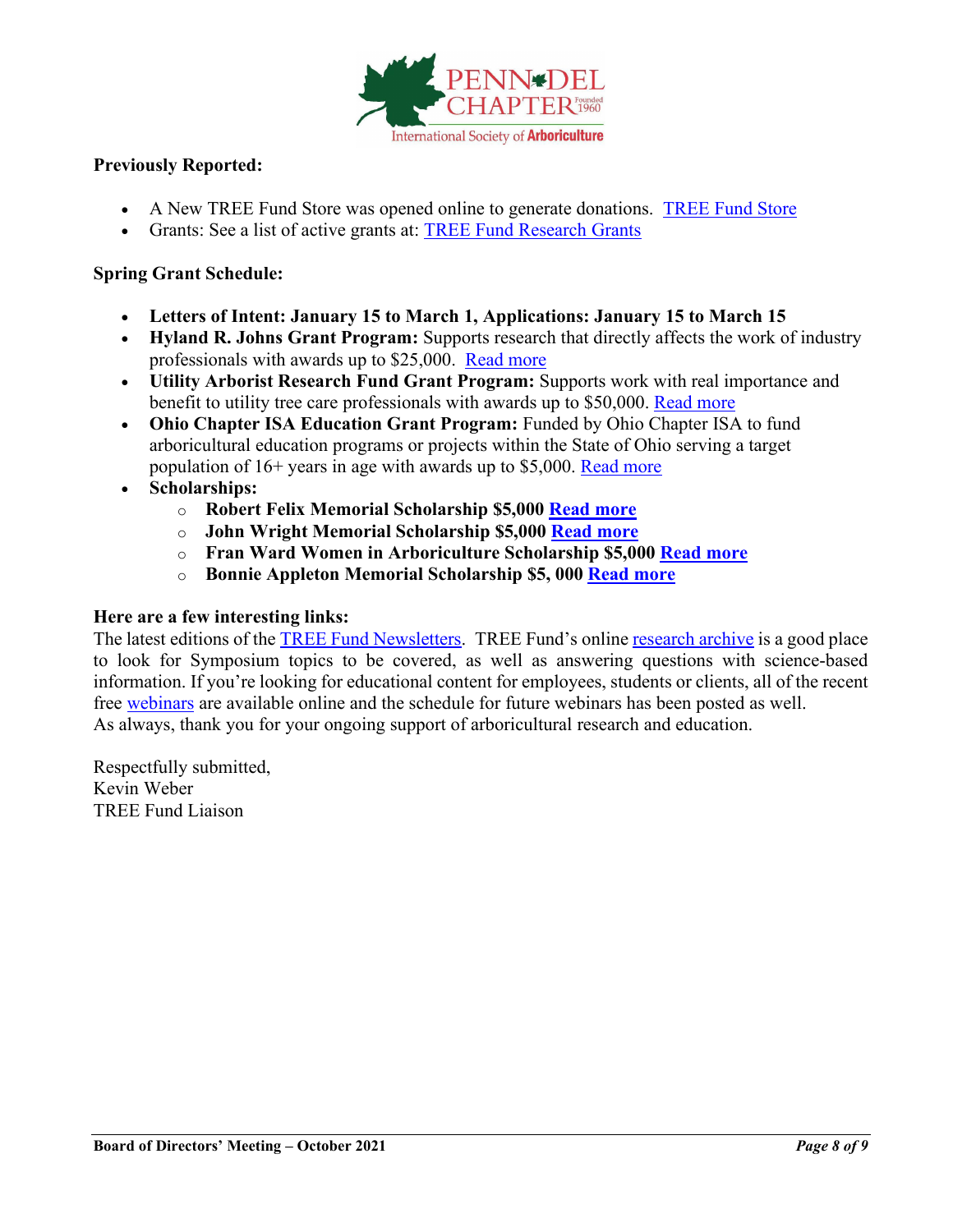**Previously Reported:**

- A New TREE Fund Store was opened online to generate donations. TREE Fund Store
- Grants: See a list of active grants at: TREE Fund Research Grants

**Spring Grant Schedule:**

- **Letters of Intent: January 15 to March 1, Applications: January 15 to March 15**
- **Hyland R. Johns Grant Program:** Supports research that directly affects the work of industry professionals with awards up to $25,000. Read more
- **Utility Arborist Research Fund Grant Program:** Supports work with real importance and benefit to utility tree care professionals with awards up to $50,000. Read more
- **Ohio Chapter ISA Education Grant Program:** Funded by Ohio Chapter ISA to fund arboricultural education programs or projects within the State of Ohio serving a target population of 16+ years in age with awards up to $5,000. Read more
- **Scholarships:**
  - **Robert Felix Memorial Scholarship $5,000 Read more**
  - **John Wright Memorial Scholarship $5,000 Read more**
  - **Fran Ward Women in Arboriculture Scholarship $5,000 Read more**
  - **Bonnie Appleton Memorial Scholarship $5, 000 Read more**

**Here are a few interesting links:**

The latest editions of the TREE Fund Newsletters. TREE Fund's online research archive is a good place to look for Symposium topics to be covered, as well as answering questions with science-based information. If you're looking for educational content for employees, students or clients, all of the recent free webinars are available online and the schedule for future webinars has been posted as well.
As always, thank you for your ongoing support of arboricultural research and education.

Respectfully submitted,
Kevin Weber
TREE Fund Liaison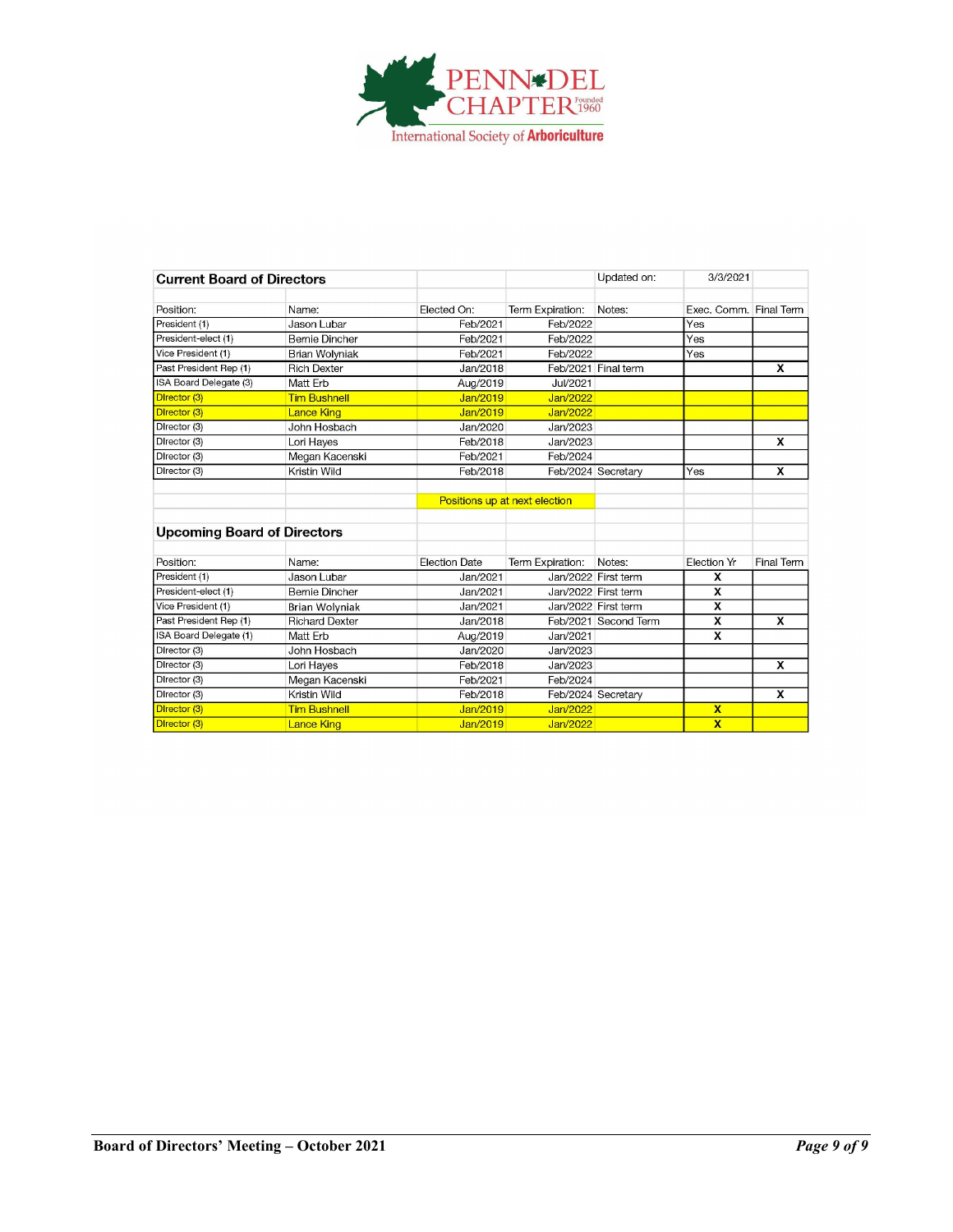PENN DEL CHAPTER Founded 1960

International Society of Arboriculture

## Current Board of Directors

Updated on: 3/3/2021

| Position: | Name: | Elected On: | Term Expiration: | Notes: | Exec. Comm. | Final Term |
|---|---|---|---|---|---|---|
| President (1) | Jason Lubar | Feb/2021 | Feb/2022 | | Yes | |
| President-elect (1) | Bernie Dincher | Feb/2021 | Feb/2022 | | Yes | |
| Vice President (1) | Brian Wolyniak | Feb/2021 | Feb/2022 | | Yes | |
| Past President Rep (1) | Rich Dexter | Jan/2018 | Feb/2021 | Final term | | X |
| ISA Board Delegate (3) | Matt Erb | Aug/2019 | Jul/2021 | | | |
| Director (3) | Tim Bushnell | Jan/2019 | Jan/2022 | | | |
| Director (3) | Lance King | Jan/2019 | Jan/2022 | | | |
| Director (3) | John Hosbach | Jan/2020 | Jan/2023 | | | |
| Director (3) | Lori Hayes | Feb/2018 | Jan/2023 | | | X |
| Director (3) | Megan Kacenski | Feb/2021 | Feb/2024 | | | |
| Director (3) | Kristin Wild | Feb/2018 | Feb/2024 | Secretary | Yes | X |

Positions up at next election

## Upcoming Board of Directors

| Position: | Name: | Election Date | Term Expiration: | Notes: | Election Yr | Final Term |
|---|---|---|---|---|---|---|
| President (1) | Jason Lubar | Jan/2021 | Jan/2022 | First term | X | |
| President-elect (1) | Bernie Dincher | Jan/2021 | Jan/2022 | First term | X | |
| Vice President (1) | Brian Wolyniak | Jan/2021 | Jan/2022 | First term | X | |
| Past President Rep (1) | Richard Dexter | Jan/2018 | Feb/2021 | Second Term | X | X |
| ISA Board Delegate (1) | Matt Erb | Aug/2019 | Jan/2021 | | X | |
| Director (3) | John Hosbach | Jan/2020 | Jan/2023 | | | |
| Director (3) | Lori Hayes | Feb/2018 | Jan/2023 | | | X |
| Director (3) | Megan Kacenski | Feb/2021 | Feb/2024 | | | |
| Director (3) | Kristin Wild | Feb/2018 | Feb/2024 | Secretary | | X |
| Director (3) | Tim Bushnell | Jan/2019 | Jan/2022 | | X | |
| Director (3) | Lance King | Jan/2019 | Jan/2022 | | X | |